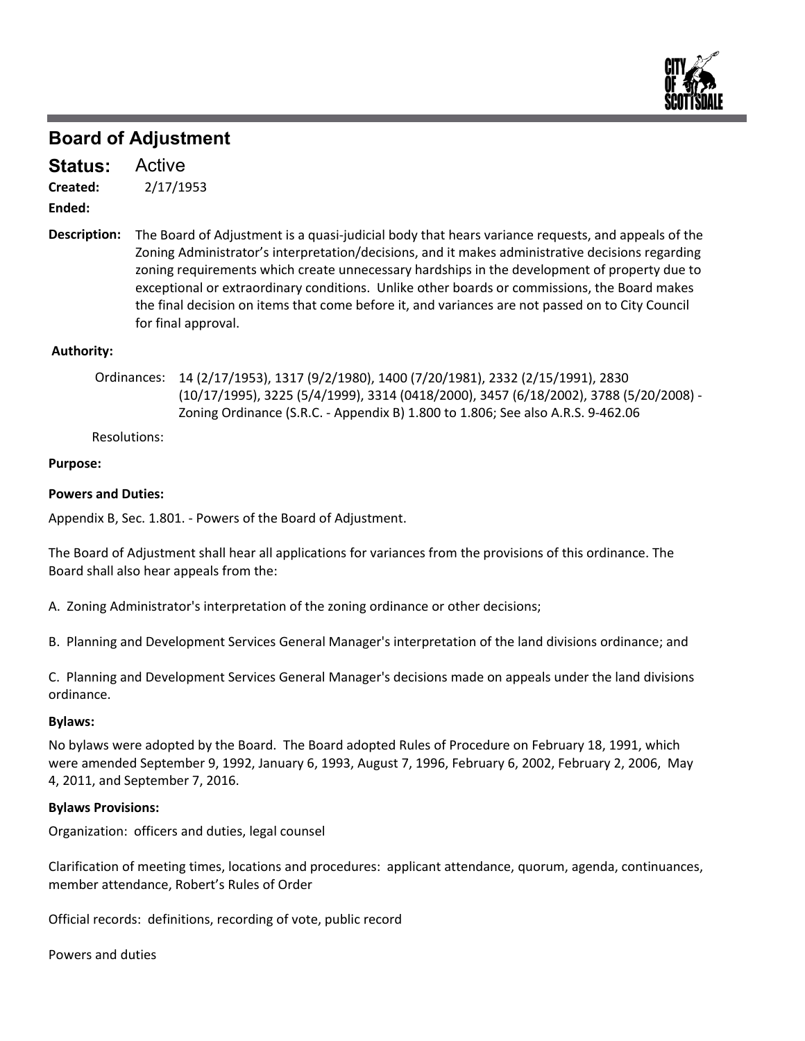# Board of Adjustment

**Status:** Active

**Created:** 2/17/1953

**Ended:**

**Description:** The Board of Adjustment is a quasi-judicial body that hears variance requests, and appeals of the Zoning Administrator's interpretation/decisions, and it makes administrative decisions regarding zoning requirements which create unnecessary hardships in the development of property due to exceptional or extraordinary conditions. Unlike other boards or commissions, the Board makes the final decision on items that come before it, and variances are not passed on to City Council for final approval.

**Authority:**

Ordinances: 14 (2/17/1953), 1317 (9/2/1980), 1400 (7/20/1981), 2332 (2/15/1991), 2830 (10/17/1995), 3225 (5/4/1999), 3314 (0418/2000), 3457 (6/18/2002), 3788 (5/20/2008) - Zoning Ordinance (S.R.C. - Appendix B) 1.800 to 1.806; See also A.R.S. 9-462.06

Resolutions:

**Purpose:**

**Powers and Duties:**

Appendix B, Sec. 1.801. - Powers of the Board of Adjustment.

The Board of Adjustment shall hear all applications for variances from the provisions of this ordinance. The Board shall also hear appeals from the:

A. Zoning Administrator's interpretation of the zoning ordinance or other decisions;

B. Planning and Development Services General Manager's interpretation of the land divisions ordinance; and

C. Planning and Development Services General Manager's decisions made on appeals under the land divisions ordinance.

**Bylaws:**

No bylaws were adopted by the Board. The Board adopted Rules of Procedure on February 18, 1991, which were amended September 9, 1992, January 6, 1993, August 7, 1996, February 6, 2002, February 2, 2006, May 4, 2011, and September 7, 2016.

**Bylaws Provisions:**

Organization: officers and duties, legal counsel

Clarification of meeting times, locations and procedures: applicant attendance, quorum, agenda, continuances, member attendance, Robert's Rules of Order

Official records: definitions, recording of vote, public record

Powers and duties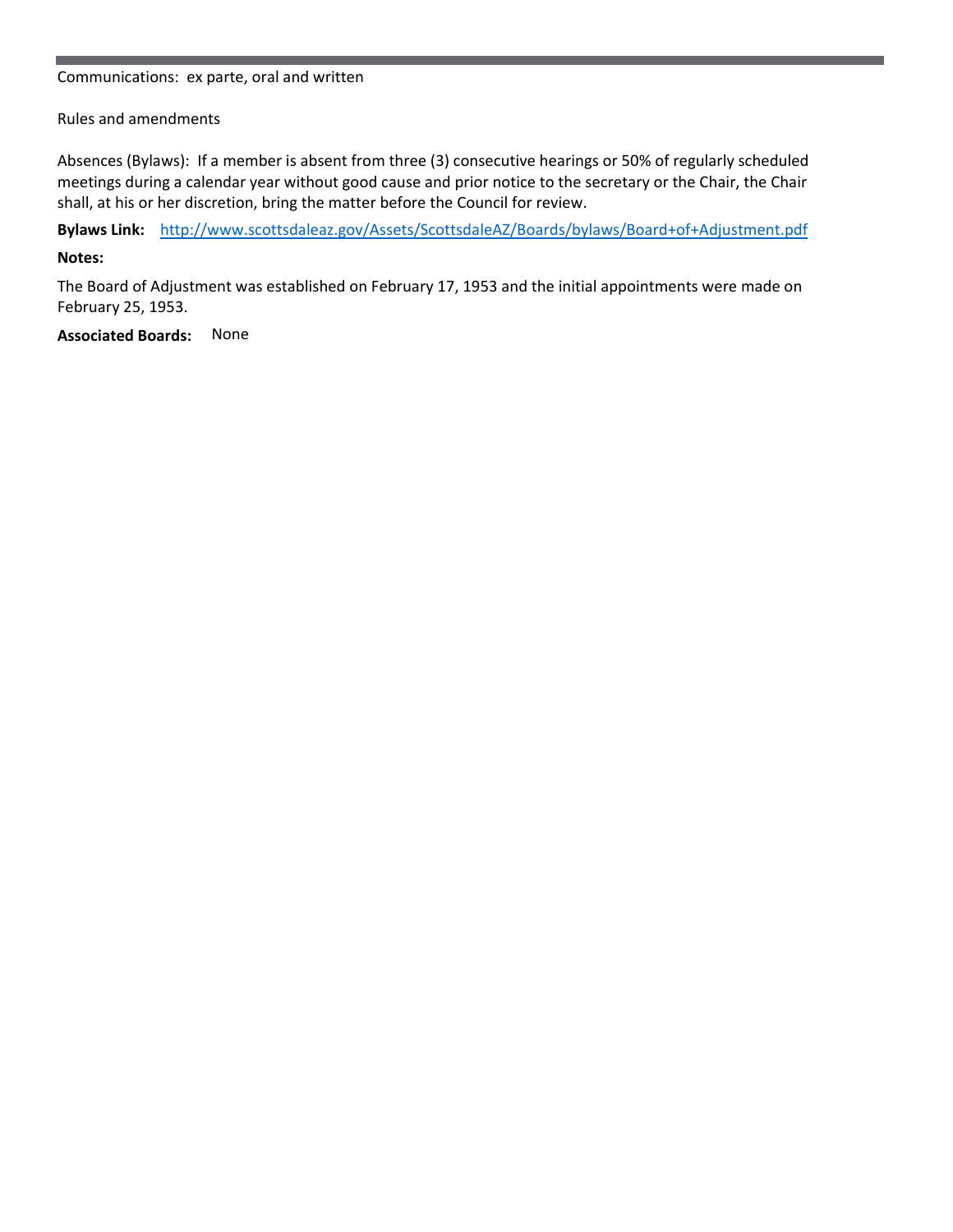Communications: ex parte, oral and written

Rules and amendments

Absences (Bylaws): If a member is absent from three (3) consecutive hearings or 50% of regularly scheduled meetings during a calendar year without good cause and prior notice to the secretary or the Chair, the Chair shall, at his or her discretion, bring the matter before the Council for review.

**Bylaws Link:** [http://www.scottsdaleaz.gov/Assets/ScottsdaleAZ/Boards/bylaws/Board+of+Adjustment.pdf](http://www.scottsdaleaz.gov/Assets/ScottsdaleAZ/Boards/bylaws/Board+of+Adjustment.pdf)

**Notes:**

The Board of Adjustment was established on February 17, 1953 and the initial appointments were made on February 25, 1953.

**Associated Boards:** None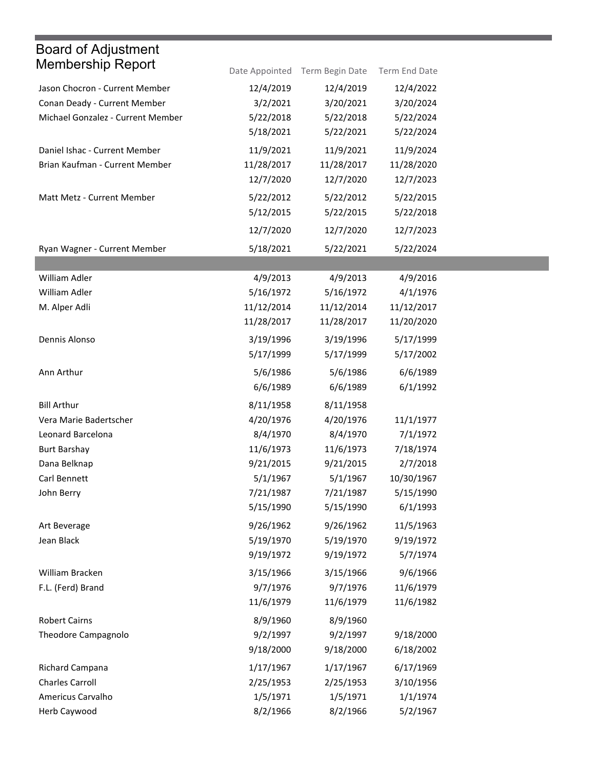# Board of Adjustment Membership Report

| | Date Appointed | Term Begin Date | Term End Date |
|---|---|---|---|
| Jason Chocron - Current Member | 12/4/2019 | 12/4/2019 | 12/4/2022 |
| Conan Deady - Current Member | 3/2/2021 | 3/20/2021 | 3/20/2024 |
| Michael Gonzalez - Current Member | 5/22/2018 | 5/22/2018 | 5/22/2024 |
| | 5/18/2021 | 5/22/2021 | 5/22/2024 |
| Daniel Ishac - Current Member | 11/9/2021 | 11/9/2021 | 11/9/2024 |
| Brian Kaufman - Current Member | 11/28/2017 | 11/28/2017 | 11/28/2020 |
| | 12/7/2020 | 12/7/2020 | 12/7/2023 |
| Matt Metz - Current Member | 5/22/2012 | 5/22/2012 | 5/22/2015 |
| | 5/12/2015 | 5/22/2015 | 5/22/2018 |
| | 12/7/2020 | 12/7/2020 | 12/7/2023 |
| Ryan Wagner - Current Member | 5/18/2021 | 5/22/2021 | 5/22/2024 |
| | | | |
| William Adler | 4/9/2013 | 4/9/2013 | 4/9/2016 |
| William Adler | 5/16/1972 | 5/16/1972 | 4/1/1976 |
| M. Alper Adli | 11/12/2014 | 11/12/2014 | 11/12/2017 |
| | 11/28/2017 | 11/28/2017 | 11/20/2020 |
| Dennis Alonso | 3/19/1996 | 3/19/1996 | 5/17/1999 |
| | 5/17/1999 | 5/17/1999 | 5/17/2002 |
| Ann Arthur | 5/6/1986 | 5/6/1986 | 6/6/1989 |
| | 6/6/1989 | 6/6/1989 | 6/1/1992 |
| Bill Arthur | 8/11/1958 | 8/11/1958 | |
| Vera Marie Badertscher | 4/20/1976 | 4/20/1976 | 11/1/1977 |
| Leonard Barcelona | 8/4/1970 | 8/4/1970 | 7/1/1972 |
| Burt Barshay | 11/6/1973 | 11/6/1973 | 7/18/1974 |
| Dana Belknap | 9/21/2015 | 9/21/2015 | 2/7/2018 |
| Carl Bennett | 5/1/1967 | 5/1/1967 | 10/30/1967 |
| John Berry | 7/21/1987 | 7/21/1987 | 5/15/1990 |
| | 5/15/1990 | 5/15/1990 | 6/1/1993 |
| Art Beverage | 9/26/1962 | 9/26/1962 | 11/5/1963 |
| Jean Black | 5/19/1970 | 5/19/1970 | 9/19/1972 |
| | 9/19/1972 | 9/19/1972 | 5/7/1974 |
| William Bracken | 3/15/1966 | 3/15/1966 | 9/6/1966 |
| F.L. (Ferd) Brand | 9/7/1976 | 9/7/1976 | 11/6/1979 |
| | 11/6/1979 | 11/6/1979 | 11/6/1982 |
| Robert Cairns | 8/9/1960 | 8/9/1960 | |
| Theodore Campagnolo | 9/2/1997 | 9/2/1997 | 9/18/2000 |
| | 9/18/2000 | 9/18/2000 | 6/18/2002 |
| Richard Campana | 1/17/1967 | 1/17/1967 | 6/17/1969 |
| Charles Carroll | 2/25/1953 | 2/25/1953 | 3/10/1956 |
| Americus Carvalho | 1/5/1971 | 1/5/1971 | 1/1/1974 |
| Herb Caywood | 8/2/1966 | 8/2/1966 | 5/2/1967 |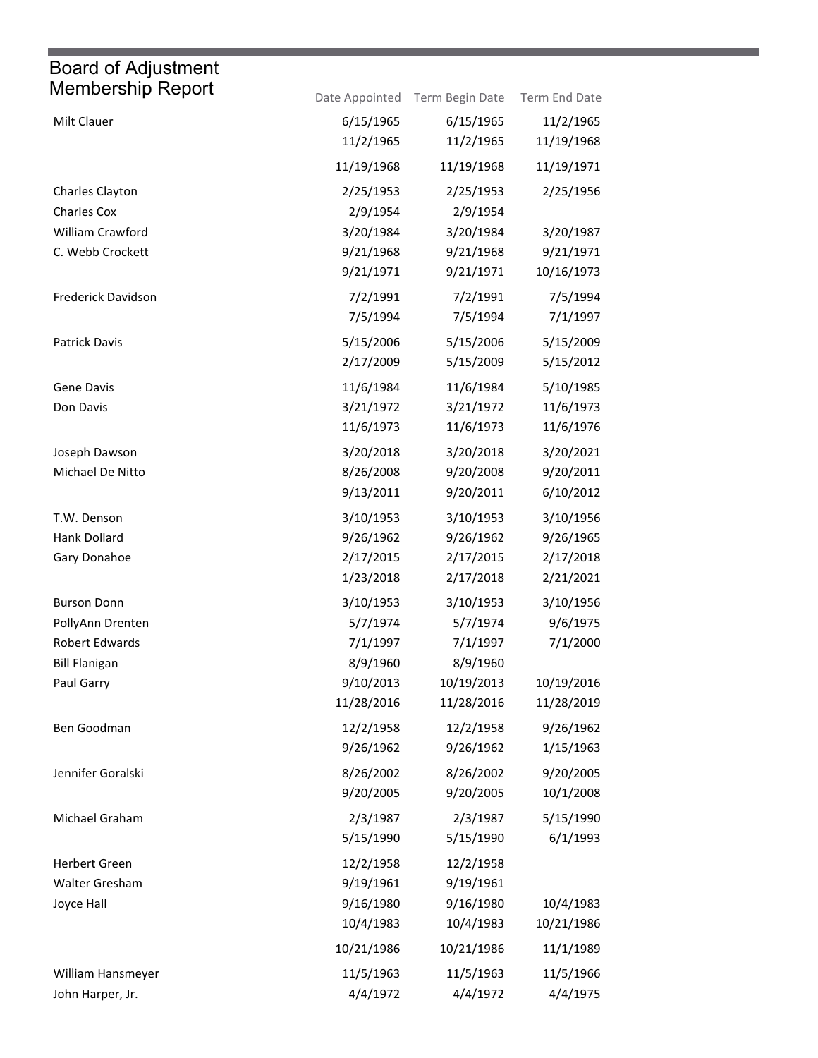# Board of Adjustment Membership Report

| | Date Appointed | Term Begin Date | Term End Date |
|---|---|---|---|
| Milt Clauer | 6/15/1965 | 6/15/1965 | 11/2/1965 |
| | 11/2/1965 | 11/2/1965 | 11/19/1968 |
| | 11/19/1968 | 11/19/1968 | 11/19/1971 |
| Charles Clayton | 2/25/1953 | 2/25/1953 | 2/25/1956 |
| Charles Cox | 2/9/1954 | 2/9/1954 | |
| William Crawford | 3/20/1984 | 3/20/1984 | 3/20/1987 |
| C. Webb Crockett | 9/21/1968 | 9/21/1968 | 9/21/1971 |
| | 9/21/1971 | 9/21/1971 | 10/16/1973 |
| Frederick Davidson | 7/2/1991 | 7/2/1991 | 7/5/1994 |
| | 7/5/1994 | 7/5/1994 | 7/1/1997 |
| Patrick Davis | 5/15/2006 | 5/15/2006 | 5/15/2009 |
| | 2/17/2009 | 5/15/2009 | 5/15/2012 |
| Gene Davis | 11/6/1984 | 11/6/1984 | 5/10/1985 |
| Don Davis | 3/21/1972 | 3/21/1972 | 11/6/1973 |
| | 11/6/1973 | 11/6/1973 | 11/6/1976 |
| Joseph Dawson | 3/20/2018 | 3/20/2018 | 3/20/2021 |
| Michael De Nitto | 8/26/2008 | 9/20/2008 | 9/20/2011 |
| | 9/13/2011 | 9/20/2011 | 6/10/2012 |
| T.W. Denson | 3/10/1953 | 3/10/1953 | 3/10/1956 |
| Hank Dollard | 9/26/1962 | 9/26/1962 | 9/26/1965 |
| Gary Donahoe | 2/17/2015 | 2/17/2015 | 2/17/2018 |
| | 1/23/2018 | 2/17/2018 | 2/21/2021 |
| Burson Donn | 3/10/1953 | 3/10/1953 | 3/10/1956 |
| PollyAnn Drenten | 5/7/1974 | 5/7/1974 | 9/6/1975 |
| Robert Edwards | 7/1/1997 | 7/1/1997 | 7/1/2000 |
| Bill Flanigan | 8/9/1960 | 8/9/1960 | |
| Paul Garry | 9/10/2013 | 10/19/2013 | 10/19/2016 |
| | 11/28/2016 | 11/28/2016 | 11/28/2019 |
| Ben Goodman | 12/2/1958 | 12/2/1958 | 9/26/1962 |
| | 9/26/1962 | 9/26/1962 | 1/15/1963 |
| Jennifer Goralski | 8/26/2002 | 8/26/2002 | 9/20/2005 |
| | 9/20/2005 | 9/20/2005 | 10/1/2008 |
| Michael Graham | 2/3/1987 | 2/3/1987 | 5/15/1990 |
| | 5/15/1990 | 5/15/1990 | 6/1/1993 |
| Herbert Green | 12/2/1958 | 12/2/1958 | |
| Walter Gresham | 9/19/1961 | 9/19/1961 | |
| Joyce Hall | 9/16/1980 | 9/16/1980 | 10/4/1983 |
| | 10/4/1983 | 10/4/1983 | 10/21/1986 |
| | 10/21/1986 | 10/21/1986 | 11/1/1989 |
| William Hansmeyer | 11/5/1963 | 11/5/1963 | 11/5/1966 |
| John Harper, Jr. | 4/4/1972 | 4/4/1972 | 4/4/1975 |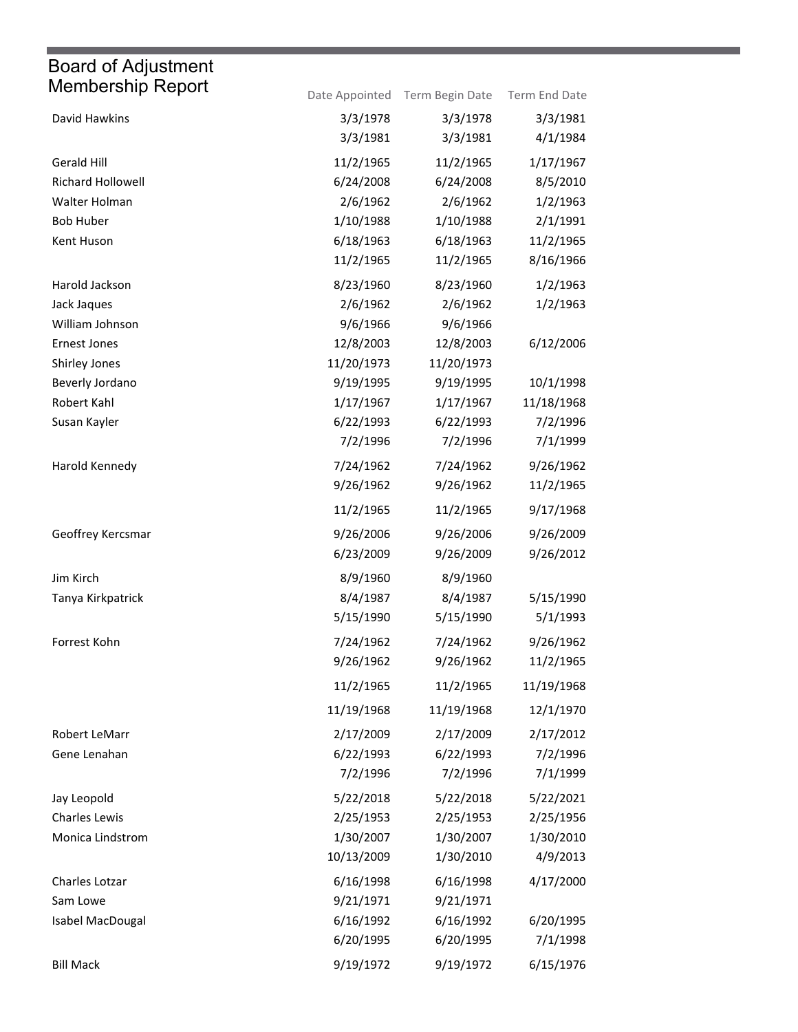# Board of Adjustment Membership Report

| | Date Appointed | Term Begin Date | Term End Date |
|---|---|---|---|
| David Hawkins | 3/3/1978 | 3/3/1978 | 3/3/1981 |
| | 3/3/1981 | 3/3/1981 | 4/1/1984 |
| Gerald Hill | 11/2/1965 | 11/2/1965 | 1/17/1967 |
| Richard Hollowell | 6/24/2008 | 6/24/2008 | 8/5/2010 |
| Walter Holman | 2/6/1962 | 2/6/1962 | 1/2/1963 |
| Bob Huber | 1/10/1988 | 1/10/1988 | 2/1/1991 |
| Kent Huson | 6/18/1963 | 6/18/1963 | 11/2/1965 |
| | 11/2/1965 | 11/2/1965 | 8/16/1966 |
| Harold Jackson | 8/23/1960 | 8/23/1960 | 1/2/1963 |
| Jack Jaques | 2/6/1962 | 2/6/1962 | 1/2/1963 |
| William Johnson | 9/6/1966 | 9/6/1966 | |
| Ernest Jones | 12/8/2003 | 12/8/2003 | 6/12/2006 |
| Shirley Jones | 11/20/1973 | 11/20/1973 | |
| Beverly Jordano | 9/19/1995 | 9/19/1995 | 10/1/1998 |
| Robert Kahl | 1/17/1967 | 1/17/1967 | 11/18/1968 |
| Susan Kayler | 6/22/1993 | 6/22/1993 | 7/2/1996 |
| | 7/2/1996 | 7/2/1996 | 7/1/1999 |
| Harold Kennedy | 7/24/1962 | 7/24/1962 | 9/26/1962 |
| | 9/26/1962 | 9/26/1962 | 11/2/1965 |
| | 11/2/1965 | 11/2/1965 | 9/17/1968 |
| Geoffrey Kercsmar | 9/26/2006 | 9/26/2006 | 9/26/2009 |
| | 6/23/2009 | 9/26/2009 | 9/26/2012 |
| Jim Kirch | 8/9/1960 | 8/9/1960 | |
| Tanya Kirkpatrick | 8/4/1987 | 8/4/1987 | 5/15/1990 |
| | 5/15/1990 | 5/15/1990 | 5/1/1993 |
| Forrest Kohn | 7/24/1962 | 7/24/1962 | 9/26/1962 |
| | 9/26/1962 | 9/26/1962 | 11/2/1965 |
| | 11/2/1965 | 11/2/1965 | 11/19/1968 |
| | 11/19/1968 | 11/19/1968 | 12/1/1970 |
| Robert LeMarr | 2/17/2009 | 2/17/2009 | 2/17/2012 |
| Gene Lenahan | 6/22/1993 | 6/22/1993 | 7/2/1996 |
| | 7/2/1996 | 7/2/1996 | 7/1/1999 |
| Jay Leopold | 5/22/2018 | 5/22/2018 | 5/22/2021 |
| Charles Lewis | 2/25/1953 | 2/25/1953 | 2/25/1956 |
| Monica Lindstrom | 1/30/2007 | 1/30/2007 | 1/30/2010 |
| | 10/13/2009 | 1/30/2010 | 4/9/2013 |
| Charles Lotzar | 6/16/1998 | 6/16/1998 | 4/17/2000 |
| Sam Lowe | 9/21/1971 | 9/21/1971 | |
| Isabel MacDougal | 6/16/1992 | 6/16/1992 | 6/20/1995 |
| | 6/20/1995 | 6/20/1995 | 7/1/1998 |
| Bill Mack | 9/19/1972 | 9/19/1972 | 6/15/1976 |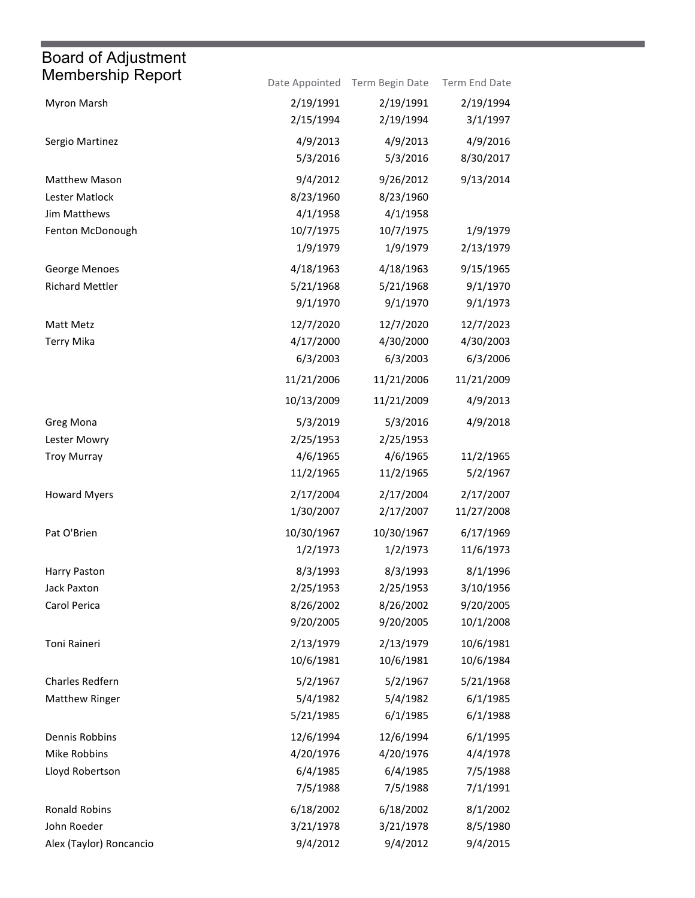# Board of Adjustment Membership Report

| | Date Appointed | Term Begin Date | Term End Date |
|---|---|---|---|
| Myron Marsh | 2/19/1991 | 2/19/1991 | 2/19/1994 |
| | 2/15/1994 | 2/19/1994 | 3/1/1997 |
| Sergio Martinez | 4/9/2013 | 4/9/2013 | 4/9/2016 |
| | 5/3/2016 | 5/3/2016 | 8/30/2017 |
| Matthew Mason | 9/4/2012 | 9/26/2012 | 9/13/2014 |
| Lester Matlock | 8/23/1960 | 8/23/1960 | |
| Jim Matthews | 4/1/1958 | 4/1/1958 | |
| Fenton McDonough | 10/7/1975 | 10/7/1975 | 1/9/1979 |
| | 1/9/1979 | 1/9/1979 | 2/13/1979 |
| George Menoes | 4/18/1963 | 4/18/1963 | 9/15/1965 |
| Richard Mettler | 5/21/1968 | 5/21/1968 | 9/1/1970 |
| | 9/1/1970 | 9/1/1970 | 9/1/1973 |
| Matt Metz | 12/7/2020 | 12/7/2020 | 12/7/2023 |
| Terry Mika | 4/17/2000 | 4/30/2000 | 4/30/2003 |
| | 6/3/2003 | 6/3/2003 | 6/3/2006 |
| | 11/21/2006 | 11/21/2006 | 11/21/2009 |
| | 10/13/2009 | 11/21/2009 | 4/9/2013 |
| Greg Mona | 5/3/2019 | 5/3/2016 | 4/9/2018 |
| Lester Mowry | 2/25/1953 | 2/25/1953 | |
| Troy Murray | 4/6/1965 | 4/6/1965 | 11/2/1965 |
| | 11/2/1965 | 11/2/1965 | 5/2/1967 |
| Howard Myers | 2/17/2004 | 2/17/2004 | 2/17/2007 |
| | 1/30/2007 | 2/17/2007 | 11/27/2008 |
| Pat O'Brien | 10/30/1967 | 10/30/1967 | 6/17/1969 |
| | 1/2/1973 | 1/2/1973 | 11/6/1973 |
| Harry Paston | 8/3/1993 | 8/3/1993 | 8/1/1996 |
| Jack Paxton | 2/25/1953 | 2/25/1953 | 3/10/1956 |
| Carol Perica | 8/26/2002 | 8/26/2002 | 9/20/2005 |
| | 9/20/2005 | 9/20/2005 | 10/1/2008 |
| Toni Raineri | 2/13/1979 | 2/13/1979 | 10/6/1981 |
| | 10/6/1981 | 10/6/1981 | 10/6/1984 |
| Charles Redfern | 5/2/1967 | 5/2/1967 | 5/21/1968 |
| Matthew Ringer | 5/4/1982 | 5/4/1982 | 6/1/1985 |
| | 5/21/1985 | 6/1/1985 | 6/1/1988 |
| Dennis Robbins | 12/6/1994 | 12/6/1994 | 6/1/1995 |
| Mike Robbins | 4/20/1976 | 4/20/1976 | 4/4/1978 |
| Lloyd Robertson | 6/4/1985 | 6/4/1985 | 7/5/1988 |
| | 7/5/1988 | 7/5/1988 | 7/1/1991 |
| Ronald Robins | 6/18/2002 | 6/18/2002 | 8/1/2002 |
| John Roeder | 3/21/1978 | 3/21/1978 | 8/5/1980 |
| Alex (Taylor) Roncancio | 9/4/2012 | 9/4/2012 | 9/4/2015 |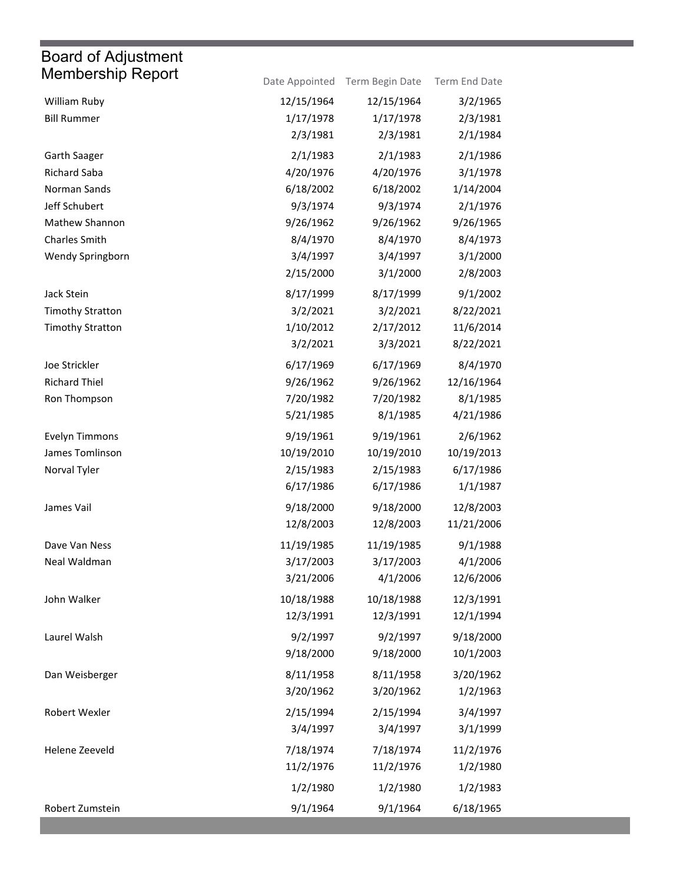# Board of Adjustment Membership Report

| | Date Appointed | Term Begin Date | Term End Date |
|---|---|---|---|
| William Ruby | 12/15/1964 | 12/15/1964 | 3/2/1965 |
| Bill Rummer | 1/17/1978 | 1/17/1978 | 2/3/1981 |
| | 2/3/1981 | 2/3/1981 | 2/1/1984 |
| Garth Saager | 2/1/1983 | 2/1/1983 | 2/1/1986 |
| Richard Saba | 4/20/1976 | 4/20/1976 | 3/1/1978 |
| Norman Sands | 6/18/2002 | 6/18/2002 | 1/14/2004 |
| Jeff Schubert | 9/3/1974 | 9/3/1974 | 2/1/1976 |
| Mathew Shannon | 9/26/1962 | 9/26/1962 | 9/26/1965 |
| Charles Smith | 8/4/1970 | 8/4/1970 | 8/4/1973 |
| Wendy Springborn | 3/4/1997 | 3/4/1997 | 3/1/2000 |
| | 2/15/2000 | 3/1/2000 | 2/8/2003 |
| Jack Stein | 8/17/1999 | 8/17/1999 | 9/1/2002 |
| Timothy Stratton | 3/2/2021 | 3/2/2021 | 8/22/2021 |
| Timothy Stratton | 1/10/2012 | 2/17/2012 | 11/6/2014 |
| | 3/2/2021 | 3/3/2021 | 8/22/2021 |
| Joe Strickler | 6/17/1969 | 6/17/1969 | 8/4/1970 |
| Richard Thiel | 9/26/1962 | 9/26/1962 | 12/16/1964 |
| Ron Thompson | 7/20/1982 | 7/20/1982 | 8/1/1985 |
| | 5/21/1985 | 8/1/1985 | 4/21/1986 |
| Evelyn Timmons | 9/19/1961 | 9/19/1961 | 2/6/1962 |
| James Tomlinson | 10/19/2010 | 10/19/2010 | 10/19/2013 |
| Norval Tyler | 2/15/1983 | 2/15/1983 | 6/17/1986 |
| | 6/17/1986 | 6/17/1986 | 1/1/1987 |
| James Vail | 9/18/2000 | 9/18/2000 | 12/8/2003 |
| | 12/8/2003 | 12/8/2003 | 11/21/2006 |
| Dave Van Ness | 11/19/1985 | 11/19/1985 | 9/1/1988 |
| Neal Waldman | 3/17/2003 | 3/17/2003 | 4/1/2006 |
| | 3/21/2006 | 4/1/2006 | 12/6/2006 |
| John Walker | 10/18/1988 | 10/18/1988 | 12/3/1991 |
| | 12/3/1991 | 12/3/1991 | 12/1/1994 |
| Laurel Walsh | 9/2/1997 | 9/2/1997 | 9/18/2000 |
| | 9/18/2000 | 9/18/2000 | 10/1/2003 |
| Dan Weisberger | 8/11/1958 | 8/11/1958 | 3/20/1962 |
| | 3/20/1962 | 3/20/1962 | 1/2/1963 |
| Robert Wexler | 2/15/1994 | 2/15/1994 | 3/4/1997 |
| | 3/4/1997 | 3/4/1997 | 3/1/1999 |
| Helene Zeeveld | 7/18/1974 | 7/18/1974 | 11/2/1976 |
| | 11/2/1976 | 11/2/1976 | 1/2/1980 |
| | 1/2/1980 | 1/2/1980 | 1/2/1983 |
| Robert Zumstein | 9/1/1964 | 9/1/1964 | 6/18/1965 |